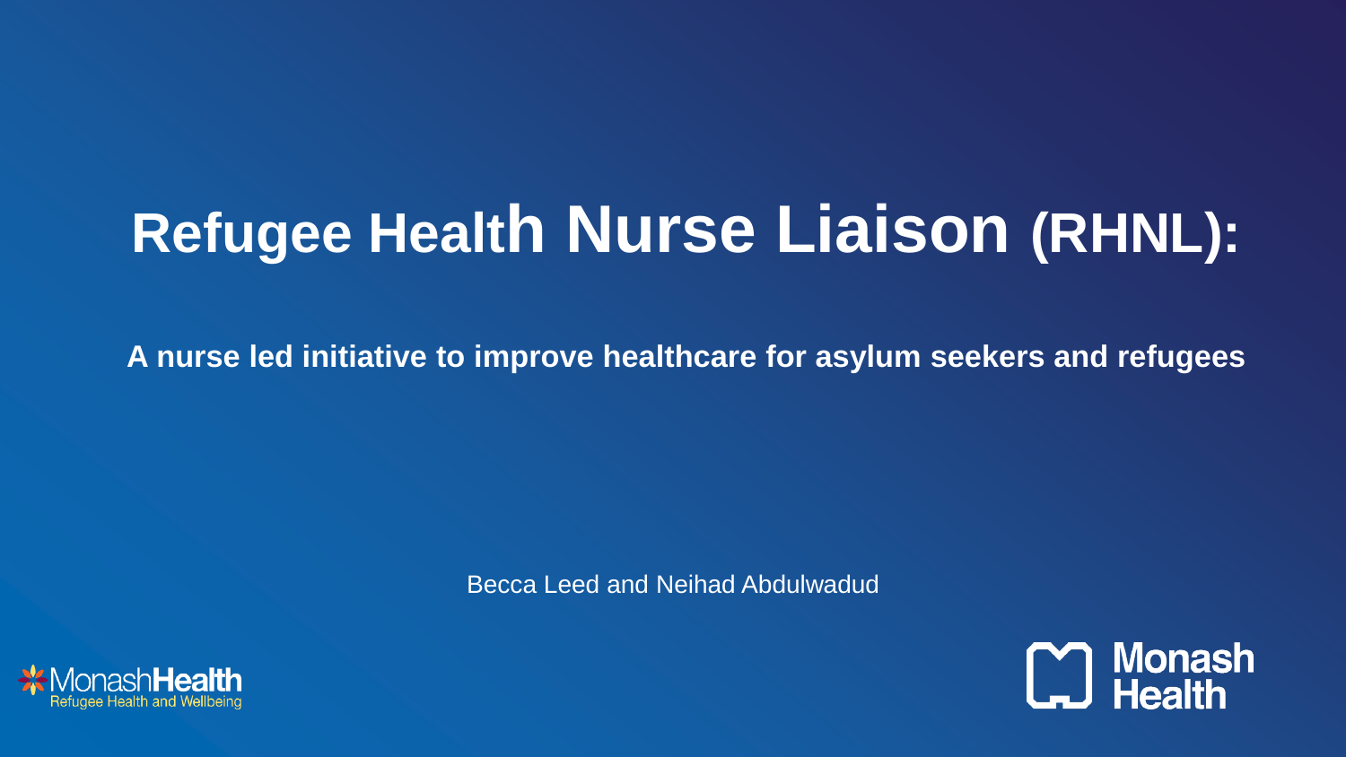# Refugee Health Nurse Liaison (RHNL):

**A nurse led initiative to improve healthcare for asylum seekers and refugees**

Becca Leed and Neihad Abdulwadud

MonashHealth
Refugee Health and Wellbeing

Monash Health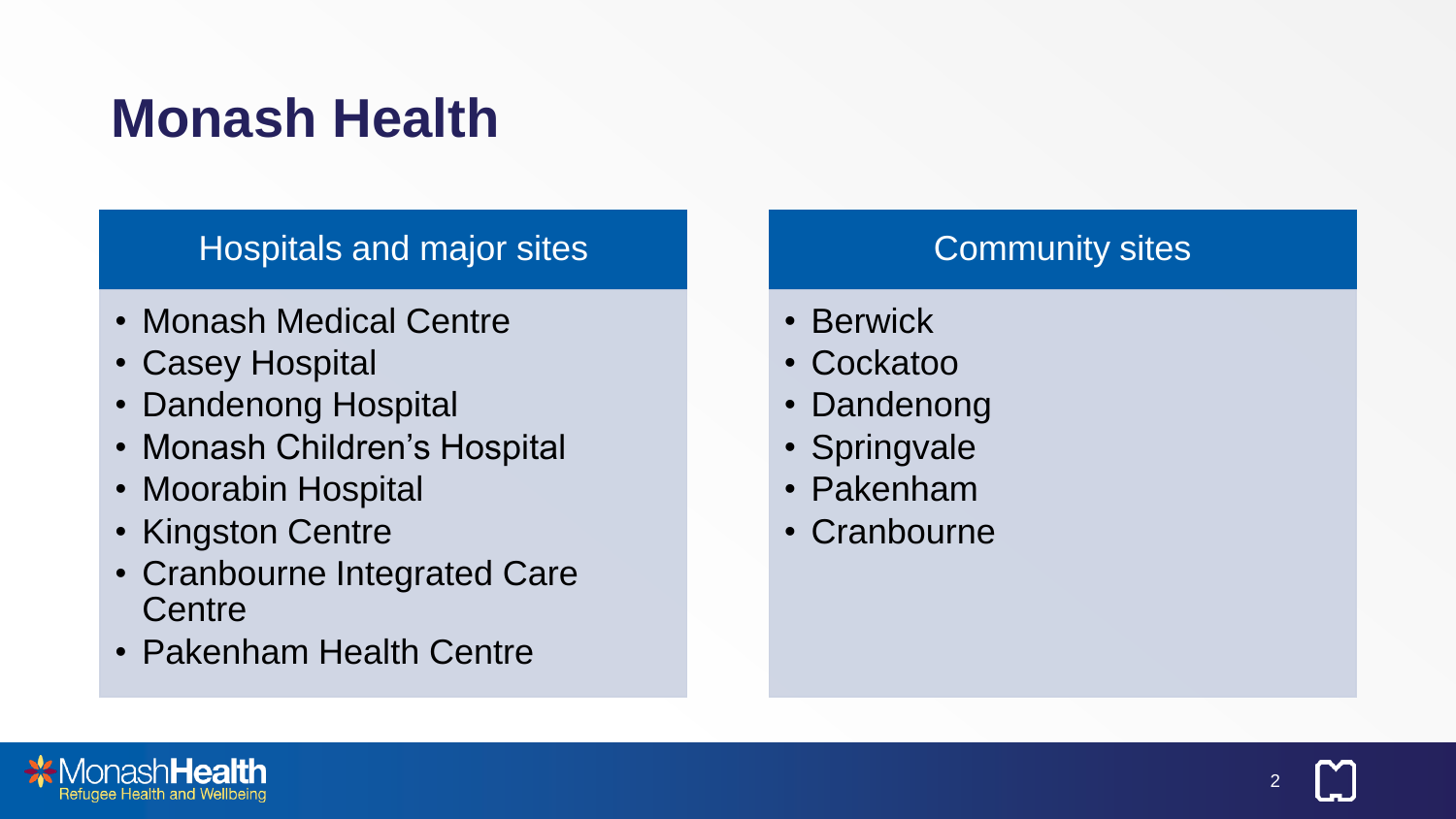# Monash Health

## Hospitals and major sites

- Monash Medical Centre
- Casey Hospital
- Dandenong Hospital
- Monash Children's Hospital
- Moorabin Hospital
- Kingston Centre
- Cranbourne Integrated Care Centre
- Pakenham Health Centre

## Community sites

- Berwick
- Cockatoo
- Dandenong
- Springvale
- Pakenham
- Cranbourne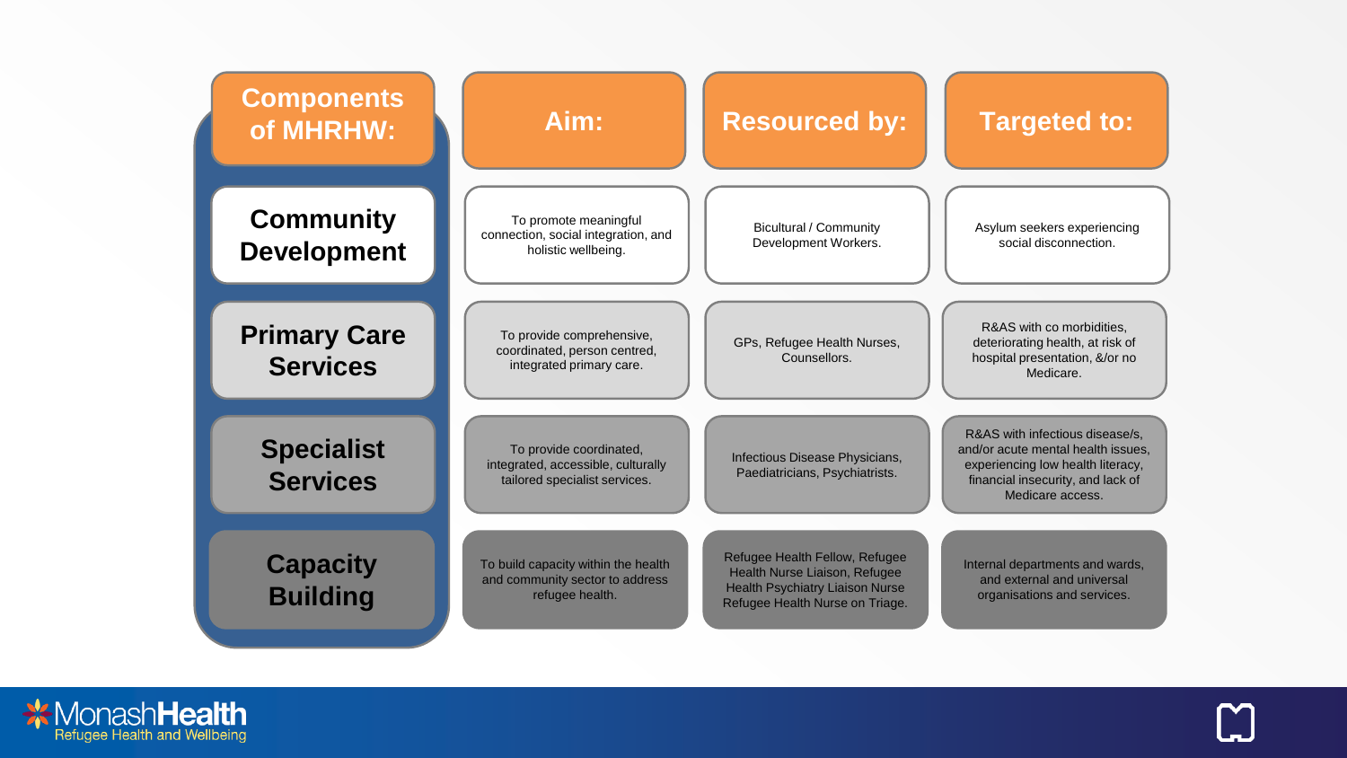| Components of MHRHW: | Aim: | Resourced by: | Targeted to: |
| --- | --- | --- | --- |
| **Community Development** | To promote meaningful connection, social integration, and holistic wellbeing. | Bicultural / Community Development Workers. | Asylum seekers experiencing social disconnection. |
| **Primary Care Services** | To provide comprehensive, coordinated, person centred, integrated primary care. | GPs, Refugee Health Nurses, Counsellors. | R&AS with co morbidities, deteriorating health, at risk of hospital presentation, &/or no Medicare. |
| **Specialist Services** | To provide coordinated, integrated, accessible, culturally tailored specialist services. | Infectious Disease Physicians, Paediatricians, Psychiatrists. | R&AS with infectious disease/s, and/or acute mental health issues, experiencing low health literacy, financial insecurity, and lack of Medicare access. |
| **Capacity Building** | To build capacity within the health and community sector to address refugee health. | Refugee Health Fellow, Refugee Health Nurse Liaison, Refugee Health Psychiatry Liaison Nurse Refugee Health Nurse on Triage. | Internal departments and wards, and external and universal organisations and services. |

MonashHealth
Refugee Health and Wellbeing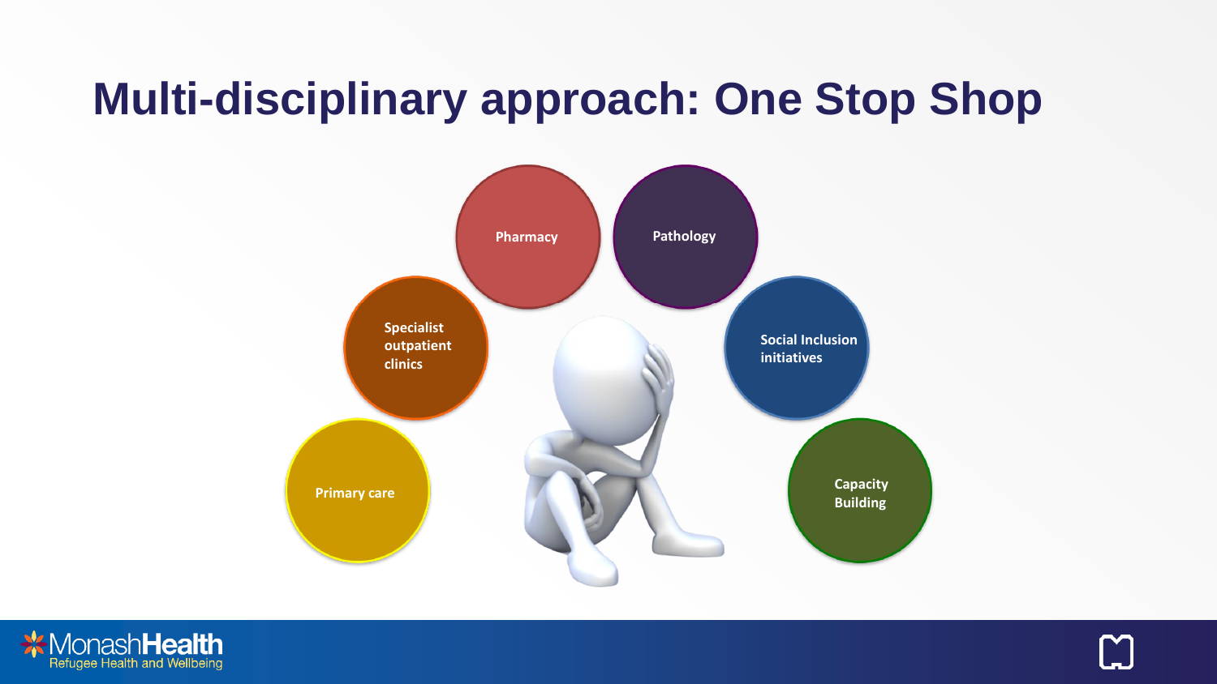# Multi-disciplinary approach: One Stop Shop

Pharmacy

Pathology

Specialist outpatient clinics

Social Inclusion initiatives

Primary care

Capacity Building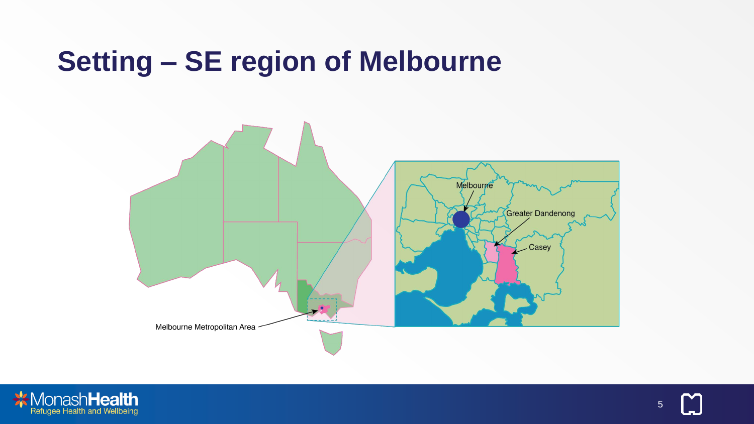# Setting – SE region of Melbourne

Melbourne

Greater Dandenong

Casey

Melbourne Metropolitan Area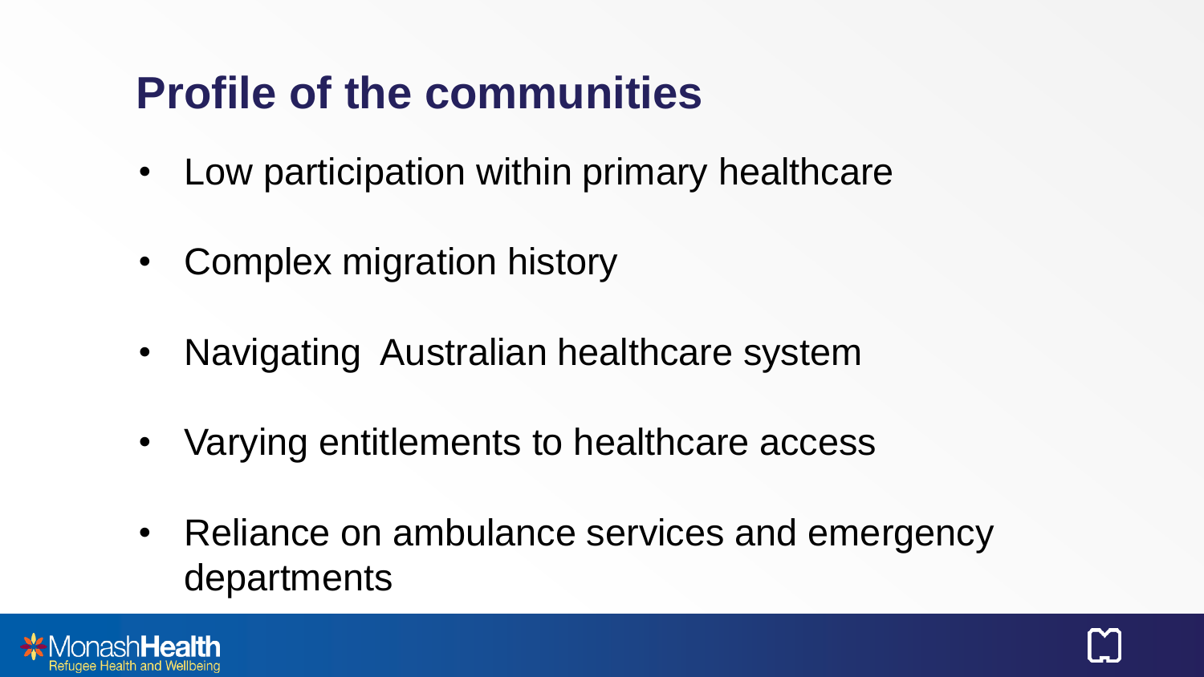# Profile of the communities

- Low participation within primary healthcare
- Complex migration history
- Navigating  Australian healthcare system
- Varying entitlements to healthcare access
- Reliance on ambulance services and emergency departments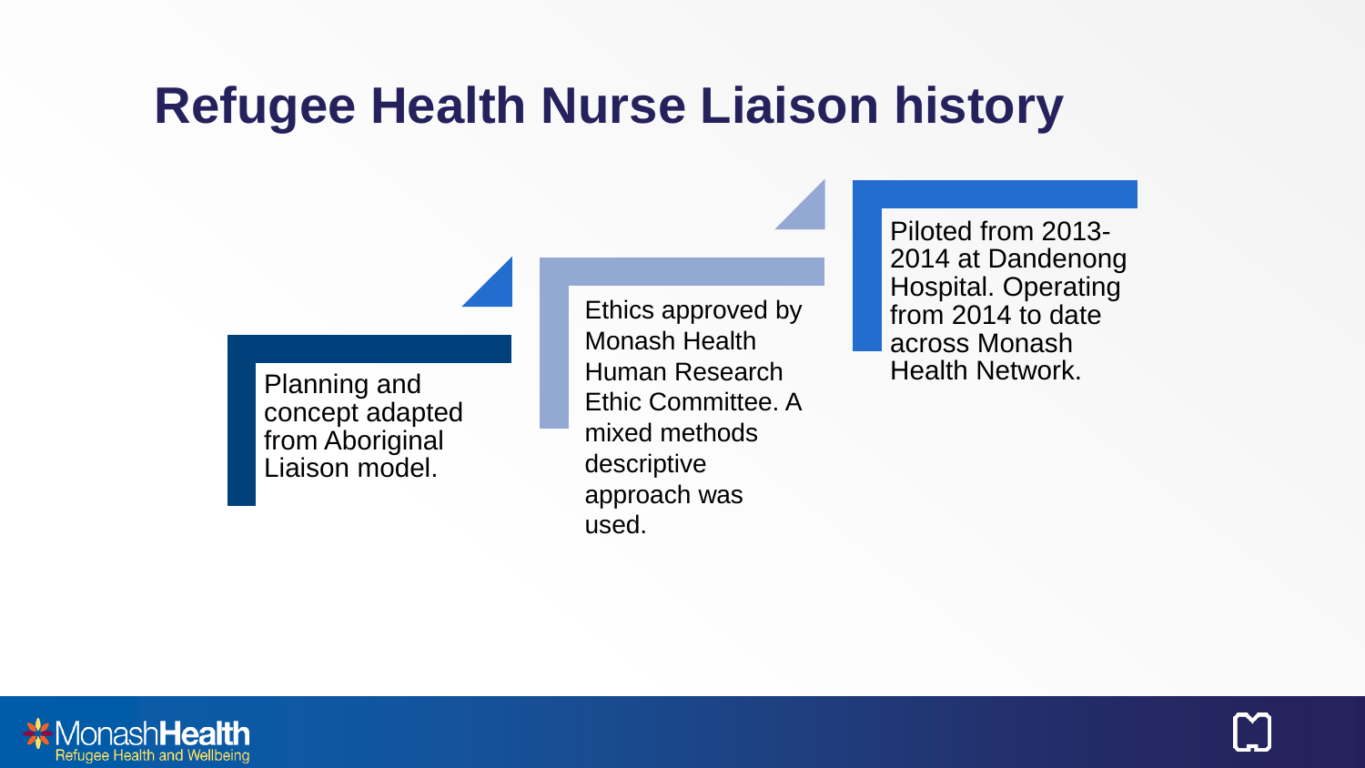# Refugee Health Nurse Liaison history

Planning and concept adapted from Aboriginal Liaison model.

Ethics approved by Monash Health Human Research Ethic Committee. A mixed methods descriptive approach was used.

Piloted from 2013-2014 at Dandenong Hospital. Operating from 2014 to date across Monash Health Network.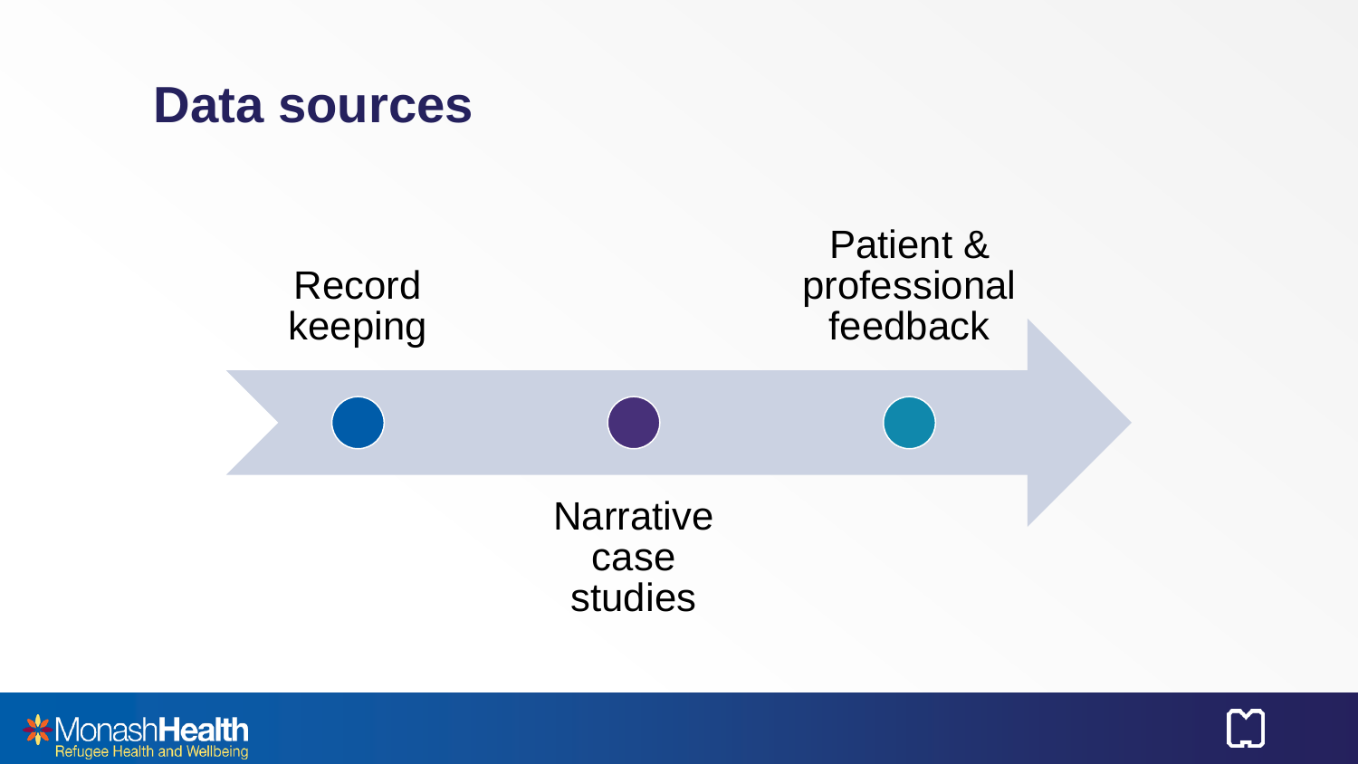# Data sources

- Record keeping
- Narrative case studies
- Patient & professional feedback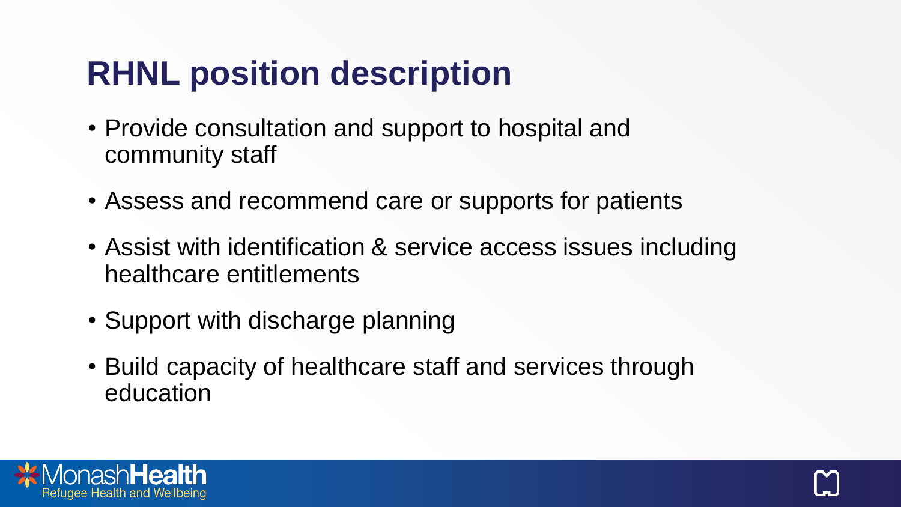# RHNL position description

- Provide consultation and support to hospital and community staff
- Assess and recommend care or supports for patients
- Assist with identification & service access issues including healthcare entitlements
- Support with discharge planning
- Build capacity of healthcare staff and services through education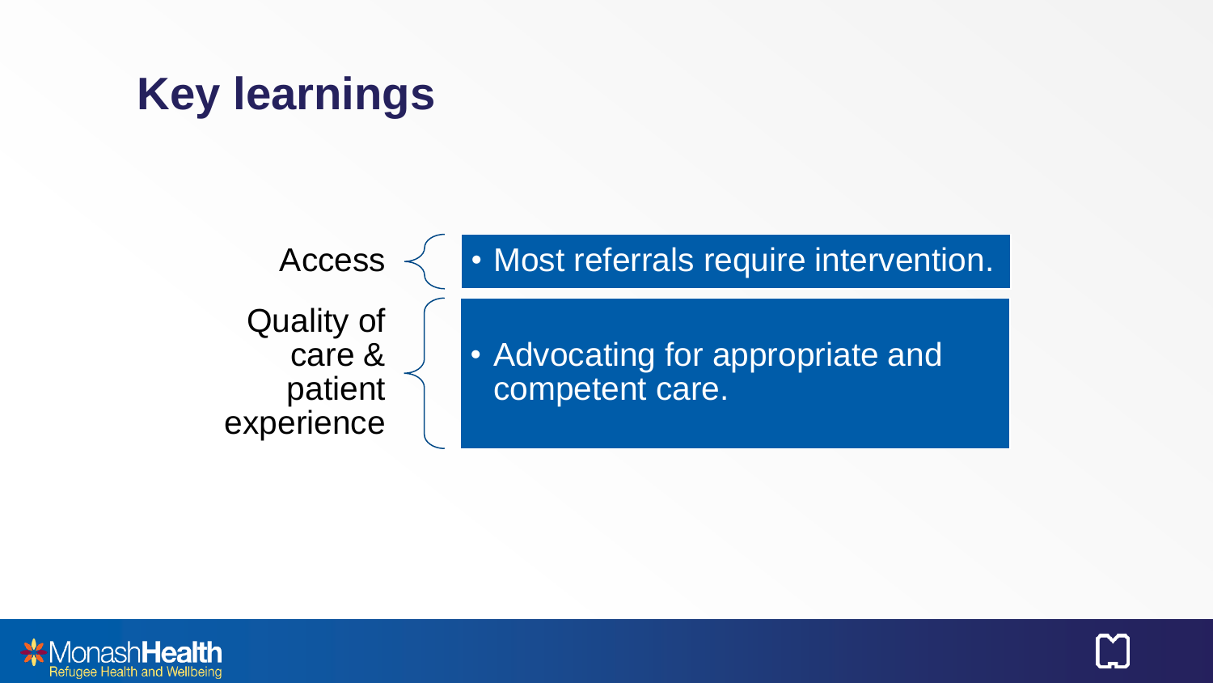# Key learnings

| | |
|---|---|
| Access | • Most referrals require intervention. |
| Quality of care & patient experience | • Advocating for appropriate and competent care. |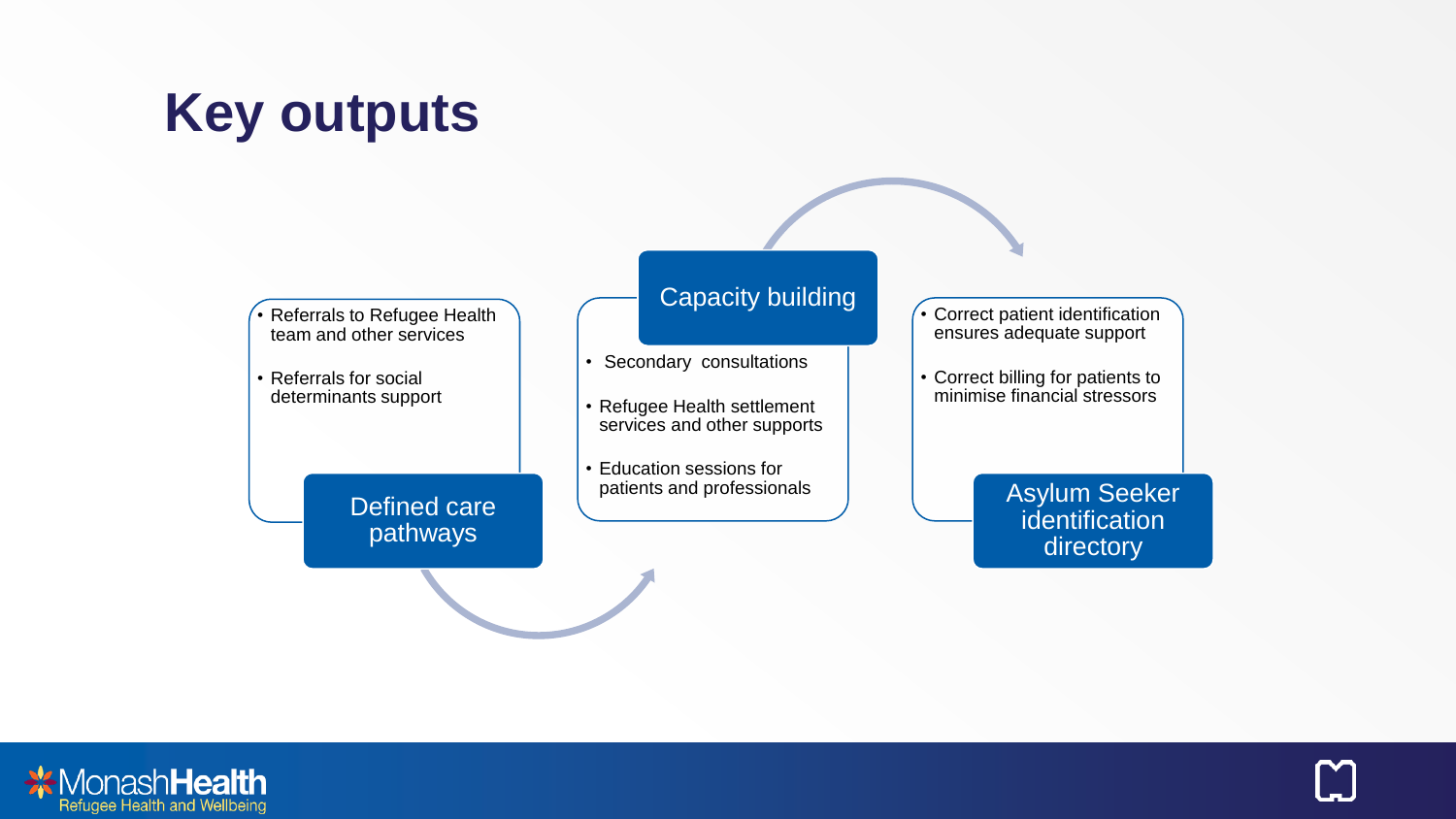# Key outputs

## Defined care pathways

- Referrals to Refugee Health team and other services
- Referrals for social determinants support

## Capacity building

- Secondary consultations
- Refugee Health settlement services and other supports
- Education sessions for patients and professionals

## Asylum Seeker identification directory

- Correct patient identification ensures adequate support
- Correct billing for patients to minimise financial stressors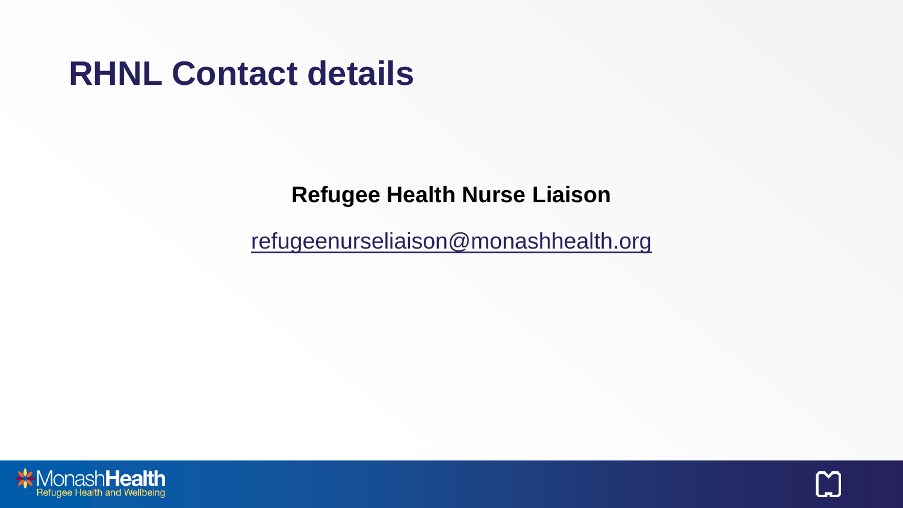# RHNL Contact details

**Refugee Health Nurse Liaison**

refugeenurseliaison@monashhealth.org